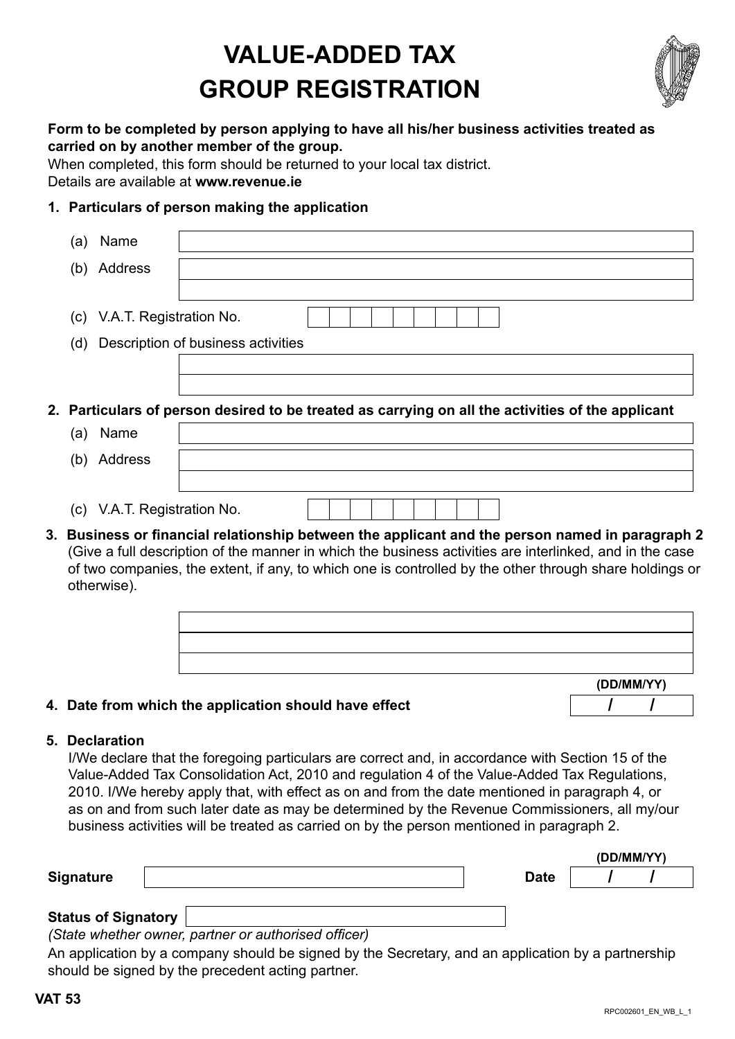# VALUE-ADDED TAX
# GROUP REGISTRATION

**Form to be completed by person applying to have all his/her business activities treated as carried on by another member of the group.**

When completed, this form should be returned to your local tax district.
Details are available at **www.revenue.ie**

**1. Particulars of person making the application**

(a) Name

(b) Address

(c) V.A.T. Registration No.

(d) Description of business activities

**2. Particulars of person desired to be treated as carrying on all the activities of the applicant**

(a) Name

(b) Address

(c) V.A.T. Registration No.

**3. Business or financial relationship between the applicant and the person named in paragraph 2**
(Give a full description of the manner in which the business activities are interlinked, and in the case of two companies, the extent, if any, to which one is controlled by the other through share holdings or otherwise).

**4. Date from which the application should have effect** (DD/MM/YY) / /

**5. Declaration**

I/We declare that the foregoing particulars are correct and, in accordance with Section 15 of the Value-Added Tax Consolidation Act, 2010 and regulation 4 of the Value-Added Tax Regulations, 2010. I/We hereby apply that, with effect as on and from the date mentioned in paragraph 4, or as on and from such later date as may be determined by the Revenue Commissioners, all my/our business activities will be treated as carried on by the person mentioned in paragraph 2.

**Signature** **Date** (DD/MM/YY) / /

**Status of Signatory**
*(State whether owner, partner or authorised officer)*

An application by a company should be signed by the Secretary, and an application by a partnership should be signed by the precedent acting partner.

**VAT 53**

RPC002601_EN_WB_L_1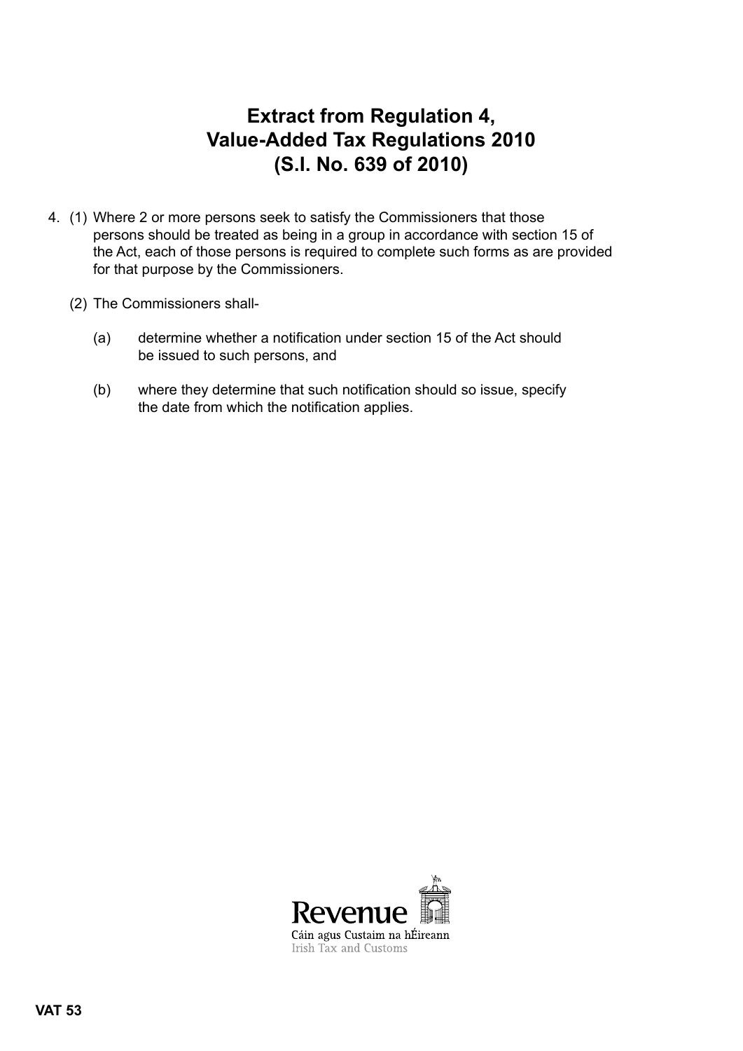# Extract from Regulation 4, Value-Added Tax Regulations 2010 (S.I. No. 639 of 2010)

4. (1) Where 2 or more persons seek to satisfy the Commissioners that those persons should be treated as being in a group in accordance with section 15 of the Act, each of those persons is required to complete such forms as are provided for that purpose by the Commissioners.

   (2) The Commissioners shall-

   (a) determine whether a notification under section 15 of the Act should be issued to such persons, and

   (b) where they determine that such notification should so issue, specify the date from which the notification applies.

Revenue
Cáin agus Custaim na hÉireann
Irish Tax and Customs

**VAT 53**